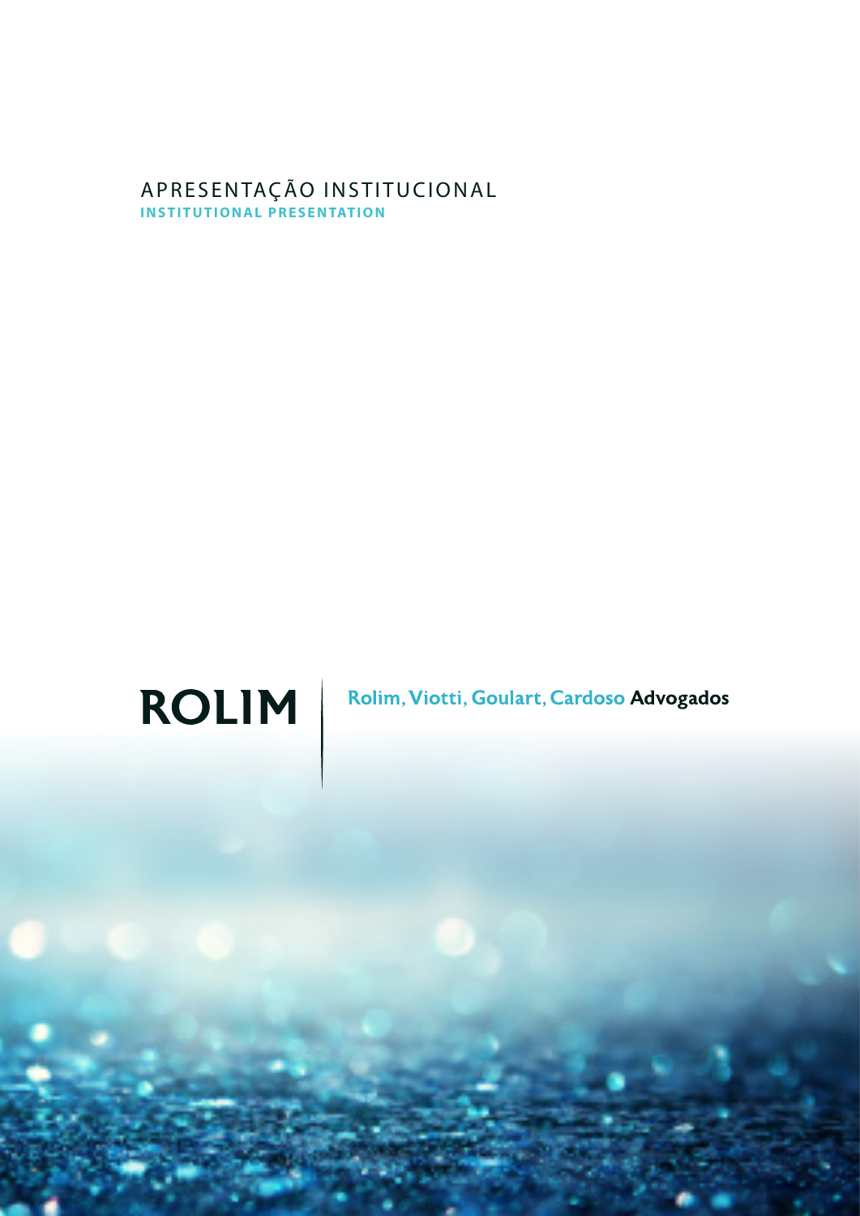APRESENTAÇÃO INSTITUCIONAL
**INSTITUTIONAL PRESENTATION**

# ROLIM

**Rolim, Viotti, Goulart, Cardoso Advogados**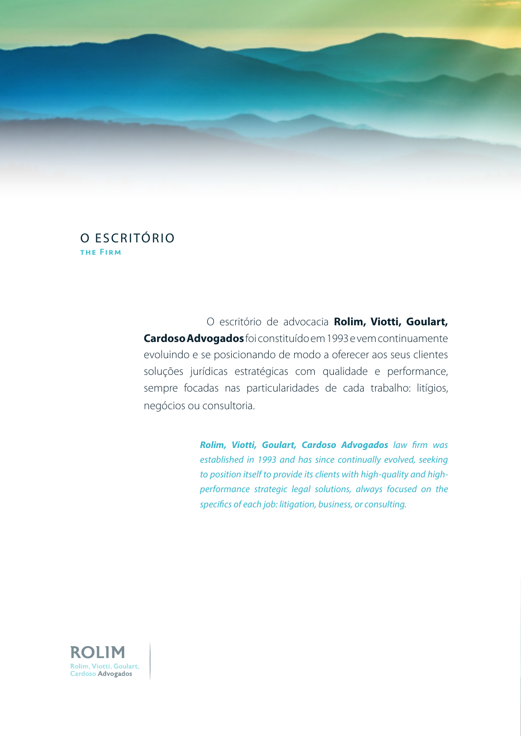# O ESCRITÓRIO

## THE FIRM

O escritório de advocacia **Rolim, Viotti, Goulart, Cardoso Advogados** foi constituído em 1993 e vem continuamente evoluindo e se posicionando de modo a oferecer aos seus clientes soluções jurídicas estratégicas com qualidade e performance, sempre focadas nas particularidades de cada trabalho: litígios, negócios ou consultoria.

***Rolim, Viotti, Goulart, Cardoso Advogados*** *law firm was established in 1993 and has since continually evolved, seeking to position itself to provide its clients with high-quality and high-performance strategic legal solutions, always focused on the specifics of each job: litigation, business, or consulting.*

ROLIM
Rolim, Viotti, Goulart, Cardoso Advogados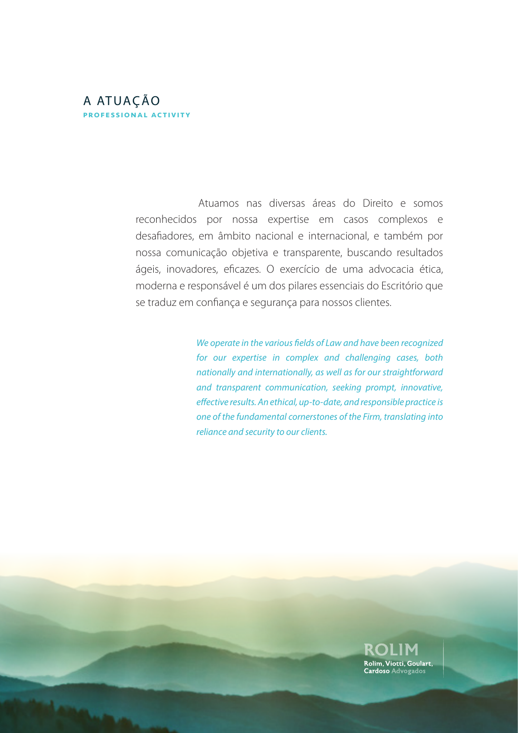# A ATUAÇÃO

**PROFESSIONAL ACTIVITY**

Atuamos nas diversas áreas do Direito e somos reconhecidos por nossa expertise em casos complexos e desafiadores, em âmbito nacional e internacional, e também por nossa comunicação objetiva e transparente, buscando resultados ágeis, inovadores, eficazes. O exercício de uma advocacia ética, moderna e responsável é um dos pilares essenciais do Escritório que se traduz em confiança e segurança para nossos clientes.

*We operate in the various fields of Law and have been recognized for our expertise in complex and challenging cases, both nationally and internationally, as well as for our straightforward and transparent communication, seeking prompt, innovative, effective results. An ethical, up-to-date, and responsible practice is one of the fundamental cornerstones of the Firm, translating into reliance and security to our clients.*

ROLIM
Rolim, Viotti, Goulart, Cardoso Advogados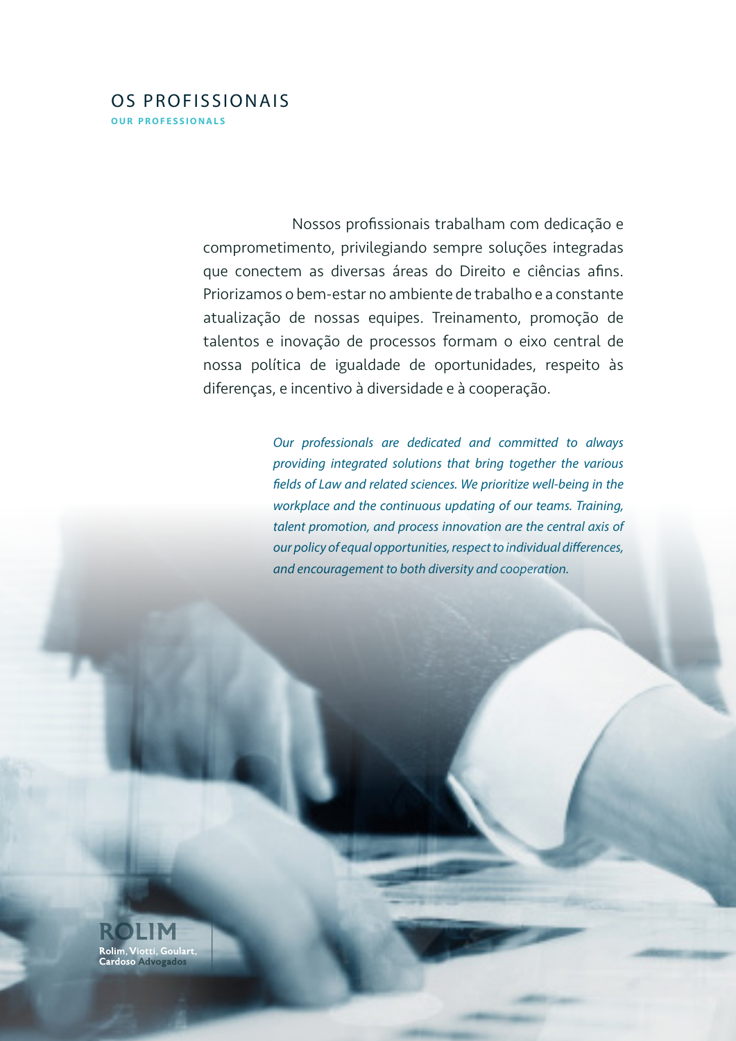# OS PROFISSIONAIS

**OUR PROFESSIONALS**

Nossos profissionais trabalham com dedicação e comprometimento, privilegiando sempre soluções integradas que conectem as diversas áreas do Direito e ciências afins. Priorizamos o bem-estar no ambiente de trabalho e a constante atualização de nossas equipes. Treinamento, promoção de talentos e inovação de processos formam o eixo central de nossa política de igualdade de oportunidades, respeito às diferenças, e incentivo à diversidade e à cooperação.

*Our professionals are dedicated and committed to always providing integrated solutions that bring together the various fields of Law and related sciences. We prioritize well-being in the workplace and the continuous updating of our teams. Training, talent promotion, and process innovation are the central axis of our policy of equal opportunities, respect to individual differences, and encouragement to both diversity and cooperation.*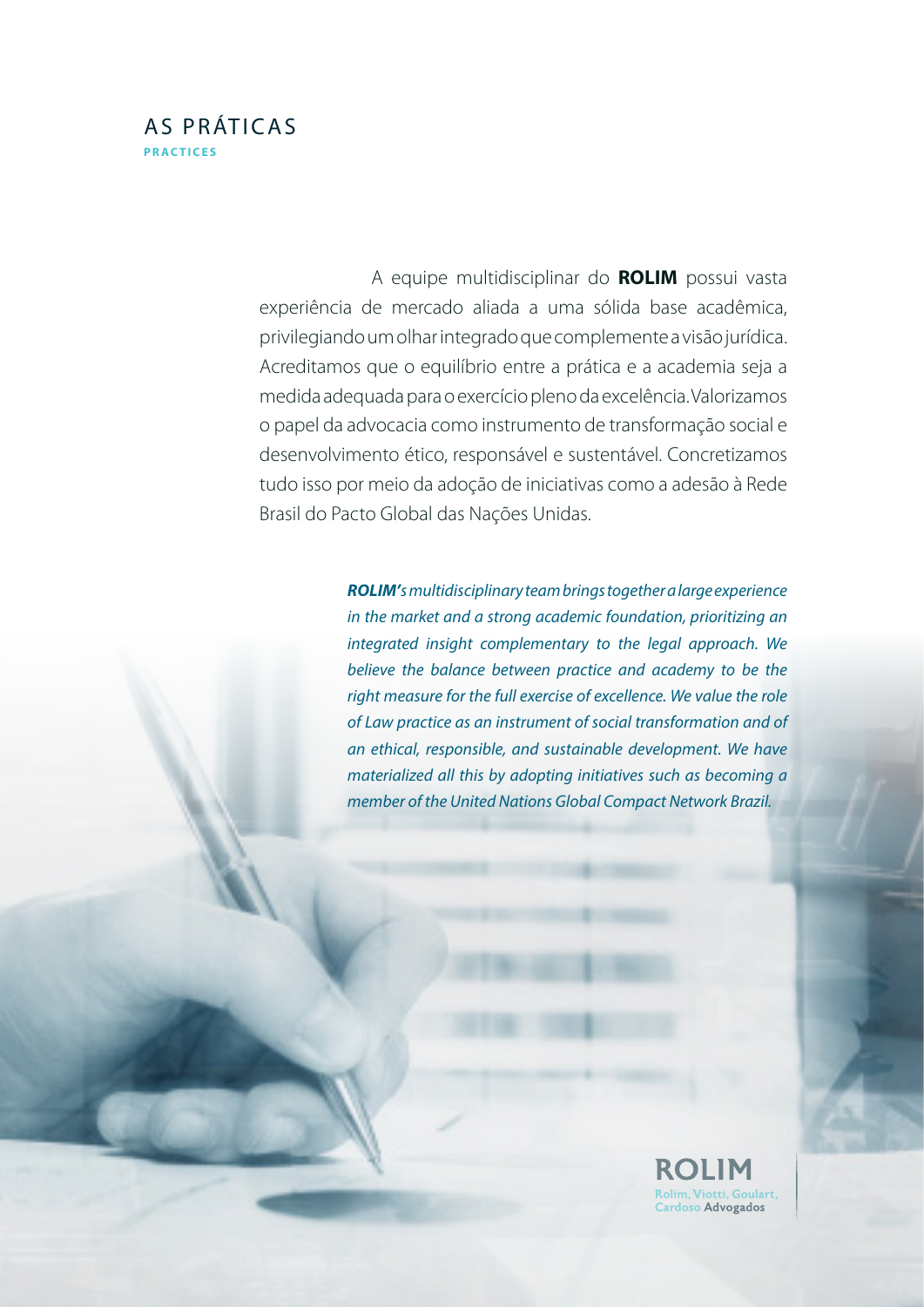# AS PRÁTICAS

**PRACTICES**

A equipe multidisciplinar do **ROLIM** possui vasta experiência de mercado aliada a uma sólida base acadêmica, privilegiando um olhar integrado que complemente a visão jurídica. Acreditamos que o equilíbrio entre a prática e a academia seja a medida adequada para o exercício pleno da excelência. Valorizamos o papel da advocacia como instrumento de transformação social e desenvolvimento ético, responsável e sustentável. Concretizamos tudo isso por meio da adoção de iniciativas como a adesão à Rede Brasil do Pacto Global das Nações Unidas.

***ROLIM'**s multidisciplinary team brings together a large experience in the market and a strong academic foundation, prioritizing an integrated insight complementary to the legal approach. We believe the balance between practice and academy to be the right measure for the full exercise of excellence. We value the role of Law practice as an instrument of social transformation and of an ethical, responsible, and sustainable development. We have materialized all this by adopting initiatives such as becoming a member of the United Nations Global Compact Network Brazil.*

**ROLIM**
Rolim, Viotti, Goulart, Cardoso Advogados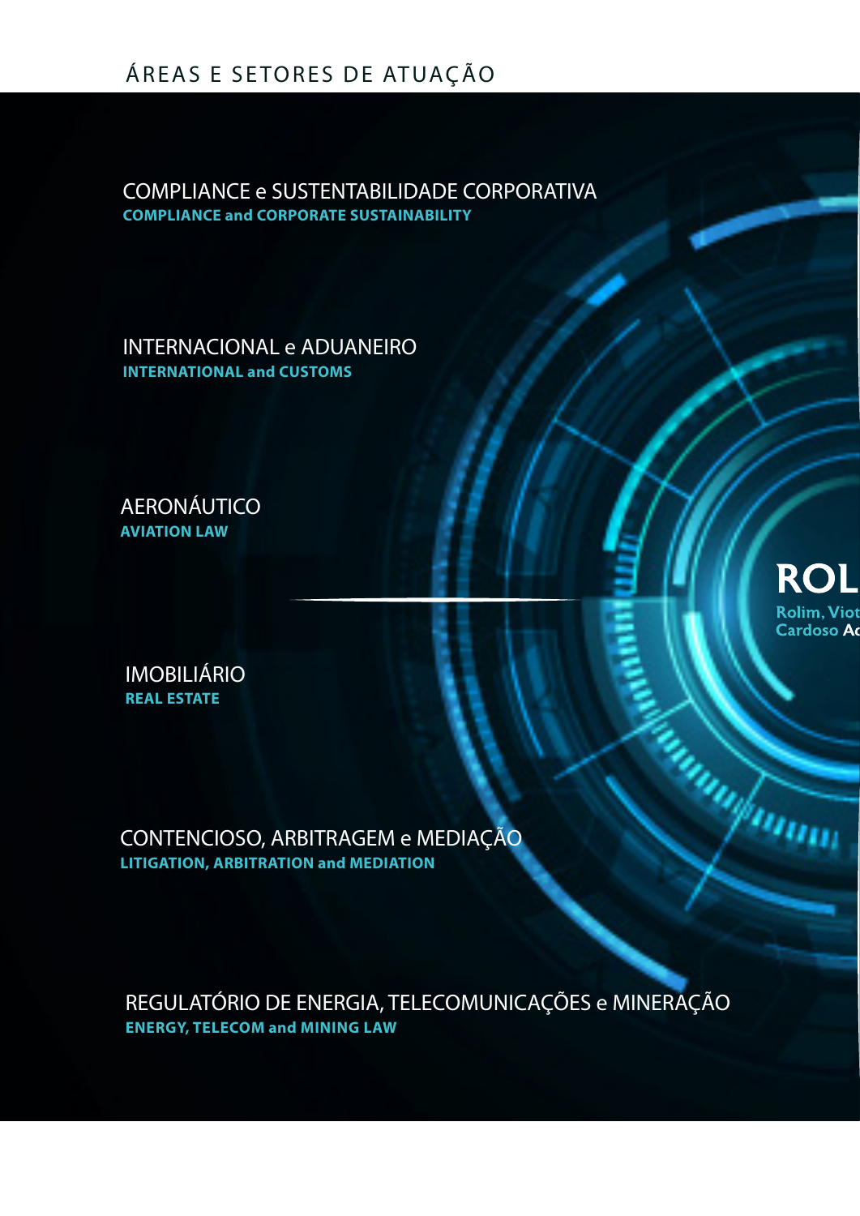# ÁREAS E SETORES DE ATUAÇÃO

## COMPLIANCE e SUSTENTABILIDADE CORPORATIVA
**COMPLIANCE and CORPORATE SUSTAINABILITY**

## INTERNACIONAL e ADUANEIRO
**INTERNATIONAL and CUSTOMS**

## AERONÁUTICO
**AVIATION LAW**

## IMOBILIÁRIO
**REAL ESTATE**

## CONTENCIOSO, ARBITRAGEM e MEDIAÇÃO
**LITIGATION, ARBITRATION and MEDIATION**

## REGULATÓRIO DE ENERGIA, TELECOMUNICAÇÕES e MINERAÇÃO
**ENERGY, TELECOM and MINING LAW**

ROL

Rolim, Viot
Cardoso Ad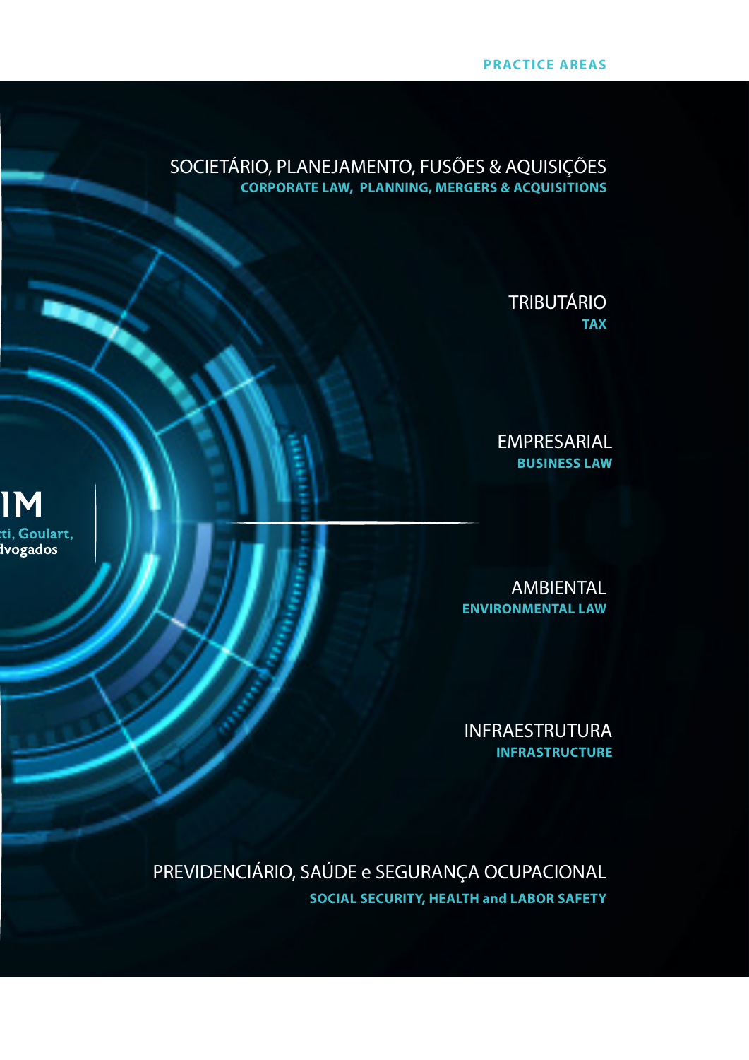# PRACTICE AREAS

SOCIETÁRIO, PLANEJAMENTO, FUSÕES & AQUISIÇÕES
**CORPORATE LAW, PLANNING, MERGERS & ACQUISITIONS**

TRIBUTÁRIO
**TAX**

EMPRESARIAL
**BUSINESS LAW**

AMBIENTAL
**ENVIRONMENTAL LAW**

INFRAESTRUTURA
**INFRASTRUCTURE**

PREVIDENCIÁRIO, SAÚDE e SEGURANÇA OCUPACIONAL
**SOCIAL SECURITY, HEALTH and LABOR SAFETY**

IM
ti, Goulart,
dvogados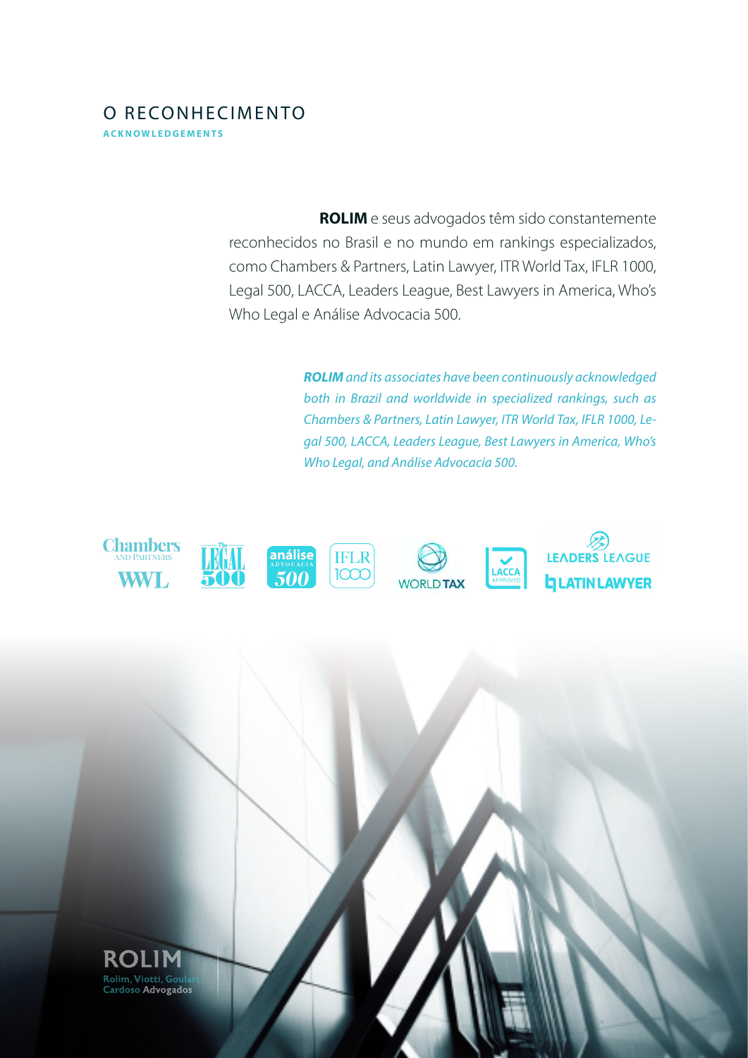# O RECONHECIMENTO

**ACKNOWLEDGEMENTS**

**ROLIM** e seus advogados têm sido constantemente reconhecidos no Brasil e no mundo em rankings especializados, como Chambers & Partners, Latin Lawyer, ITR World Tax, IFLR 1000, Legal 500, LACCA, Leaders League, Best Lawyers in America, Who's Who Legal e Análise Advocacia 500.

*__ROLIM__ and its associates have been continuously acknowledged both in Brazil and worldwide in specialized rankings, such as Chambers & Partners, Latin Lawyer, ITR World Tax, IFLR 1000, Legal 500, LACCA, Leaders League, Best Lawyers in America, Who's Who Legal, and Análise Advocacia 500.*

**ROLIM**
Rolim, Viotti, Goulart, Cardoso Advogados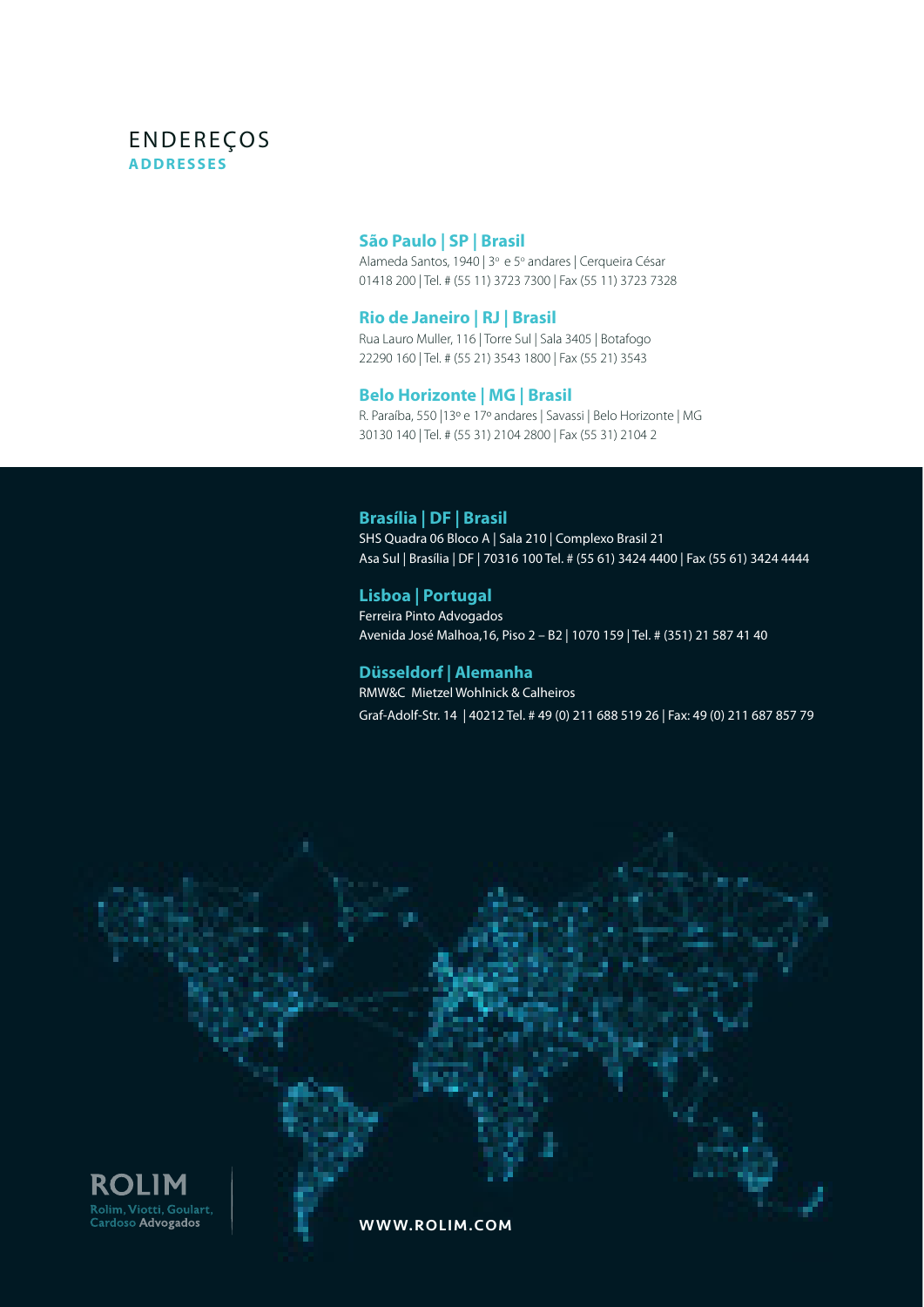# ENDEREÇOS
**ADDRESSES**

### São Paulo | SP | Brasil
Alameda Santos, 1940 | 3º e 5º andares | Cerqueira César
01418 200 | Tel. # (55 11) 3723 7300 | Fax (55 11) 3723 7328

### Rio de Janeiro | RJ | Brasil
Rua Lauro Muller, 116 | Torre Sul | Sala 3405 | Botafogo
22290 160 | Tel. # (55 21) 3543 1800 | Fax (55 21) 3543

### Belo Horizonte | MG | Brasil
R. Paraíba, 550 |13º e 17º andares | Savassi | Belo Horizonte | MG
30130 140 | Tel. # (55 31) 2104 2800 | Fax (55 31) 2104 2

### Brasília | DF | Brasil
SHS Quadra 06 Bloco A | Sala 210 | Complexo Brasil 21
Asa Sul | Brasília | DF | 70316 100 Tel. # (55 61) 3424 4400 | Fax (55 61) 3424 4444

### Lisboa | Portugal
Ferreira Pinto Advogados
Avenida José Malhoa,16, Piso 2 – B2 | 1070 159 | Tel. # (351) 21 587 41 40

### Düsseldorf | Alemanha
RMW&C Mietzel Wohlnick & Calheiros
Graf-Adolf-Str. 14 | 40212 Tel. # 49 (0) 211 688 519 26 | Fax: 49 (0) 211 687 857 79

**ROLIM**
Rolim, Viotti, Goulart, Cardoso **Advogados**

**WWW.ROLIM.COM**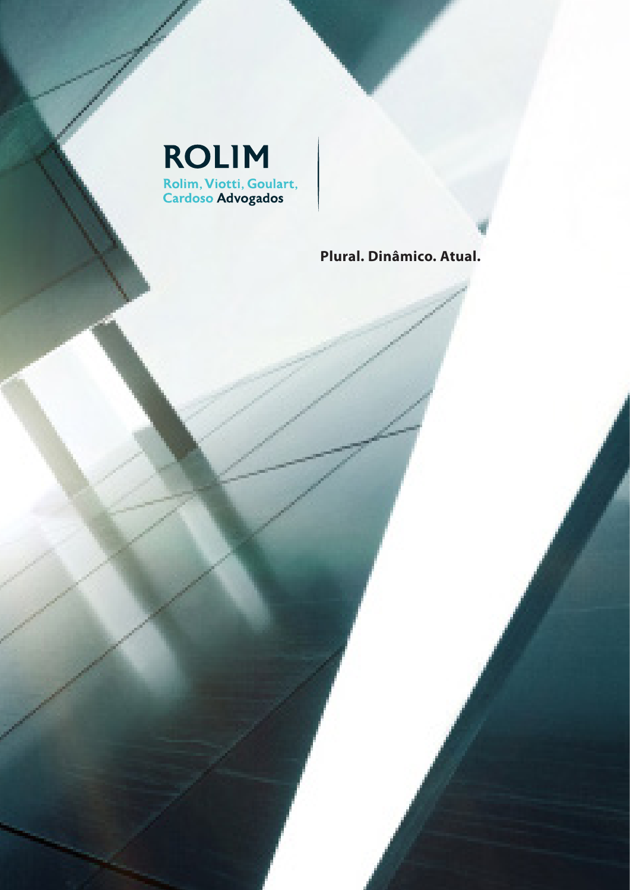**ROLIM**

Rolim, Viotti, Goulart, Cardoso Advogados

**Plural. Dinâmico. Atual.**